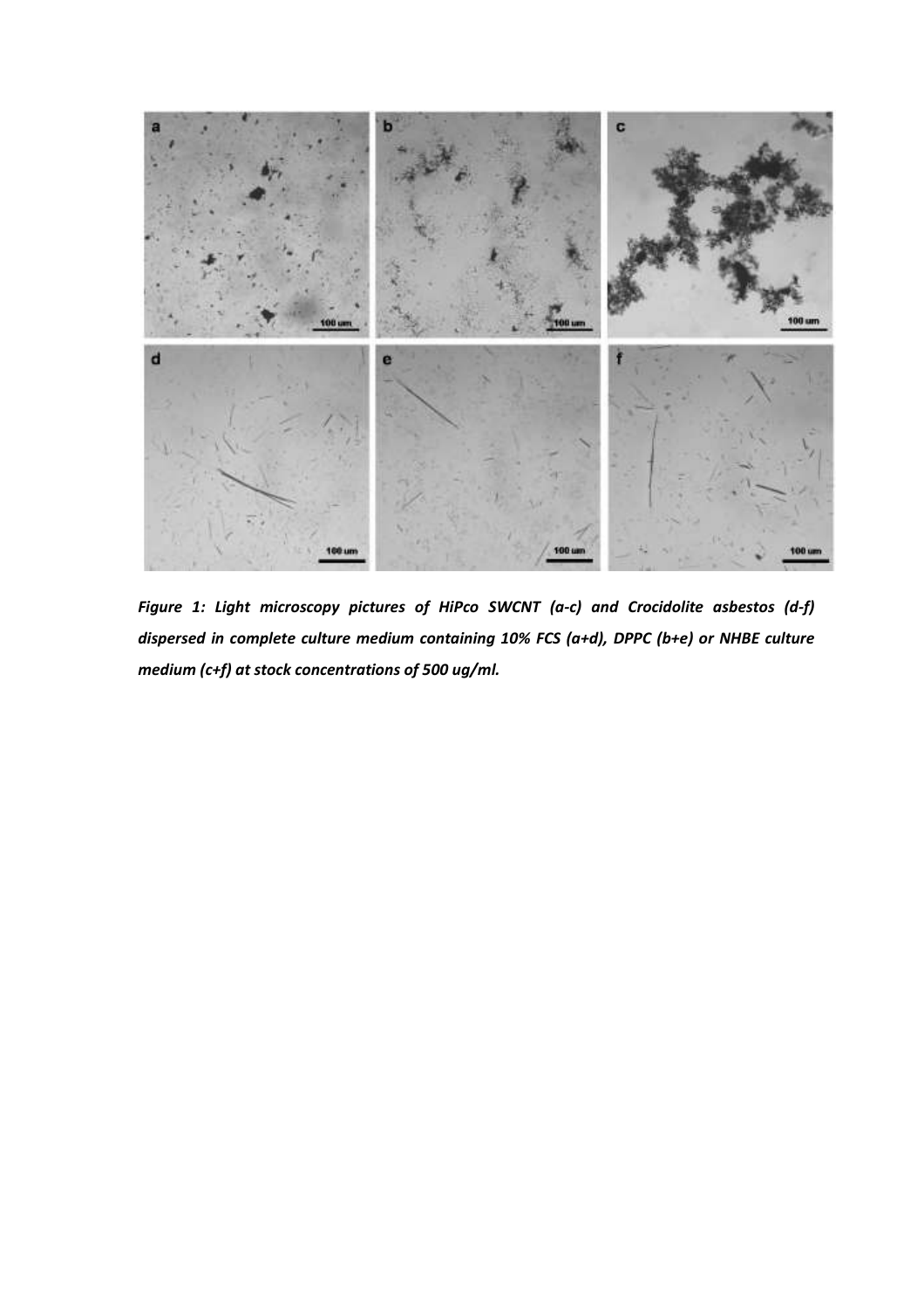*Figure 1: Light microscopy pictures of HiPco SWCNT (a-c) and Crocidolite asbestos (d-f) dispersed in complete culture medium containing 10% FCS (a+d), DPPC (b+e) or NHBE culture medium (c+f) at stock concentrations of 500 ug/ml.*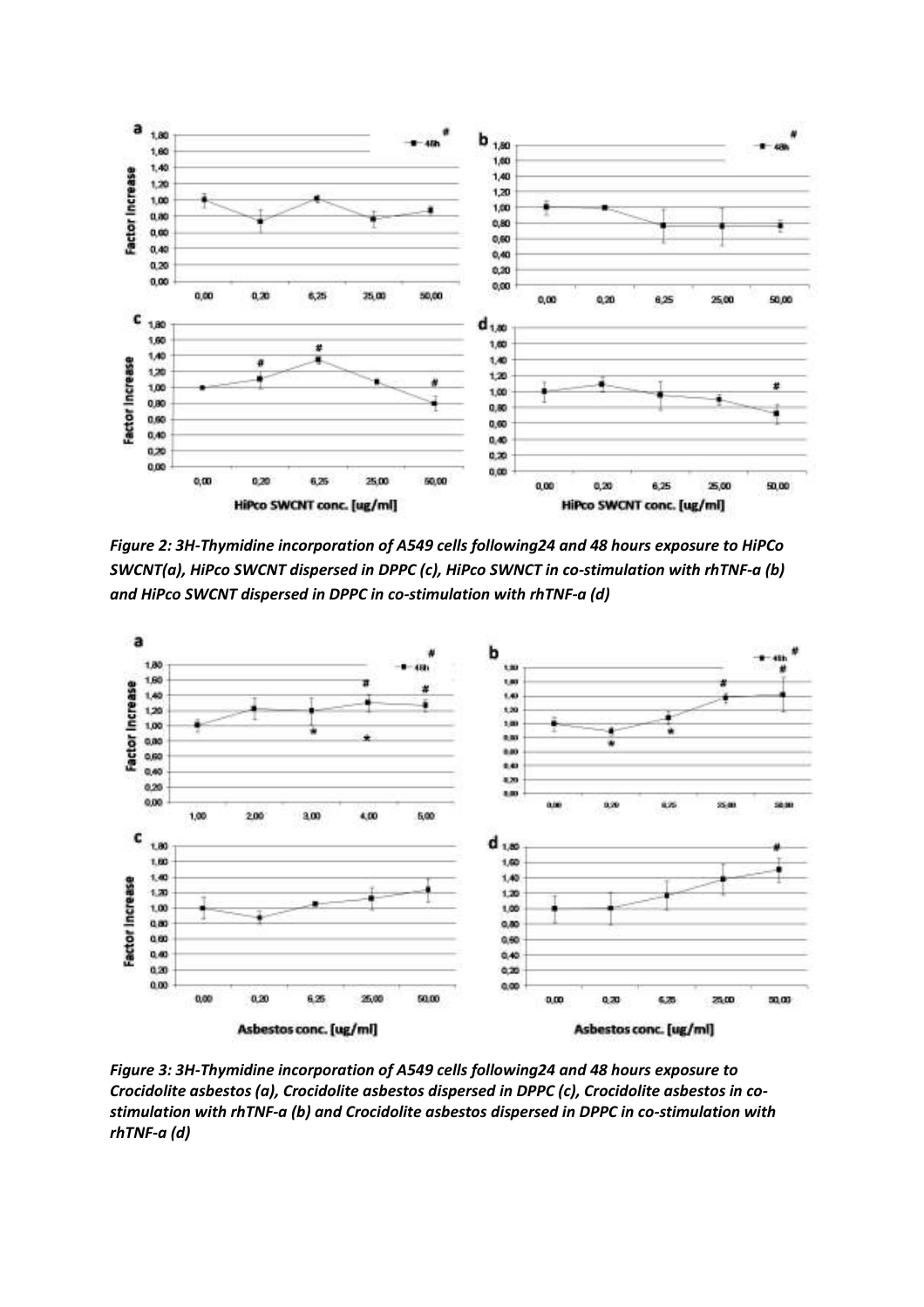*Figure 2: 3H-Thymidine incorporation of A549 cells following24 and 48 hours exposure to HiPCo SWCNT(a), HiPco SWCNT dispersed in DPPC (c), HiPco SWNCT in co-stimulation with rhTNF-a (b) and HiPco SWCNT dispersed in DPPC in co-stimulation with rhTNF-a (d)*

*Figure 3: 3H-Thymidine incorporation of A549 cells following24 and 48 hours exposure to Crocidolite asbestos (a), Crocidolite asbestos dispersed in DPPC (c), Crocidolite asbestos in co-stimulation with rhTNF-a (b) and Crocidolite asbestos dispersed in DPPC in co-stimulation with rhTNF-a (d)*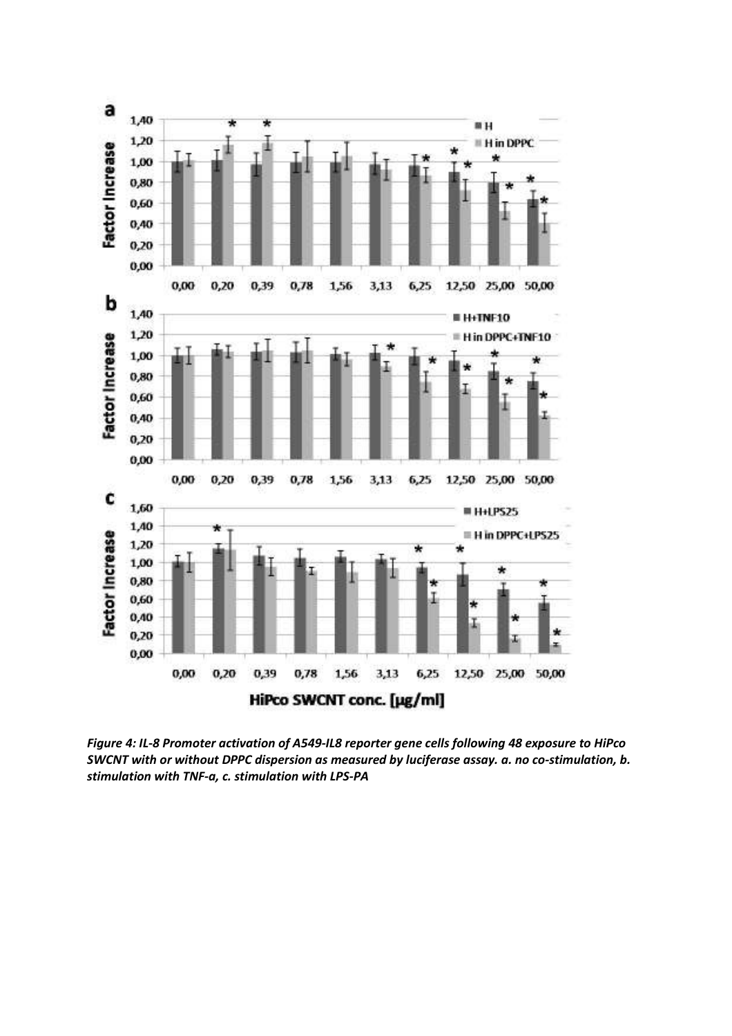*Figure 4: IL-8 Promoter activation of A549-IL8 reporter gene cells following 48 exposure to HiPco SWCNT with or without DPPC dispersion as measured by luciferase assay. a. no co-stimulation, b. stimulation with TNF-a, c. stimulation with LPS-PA*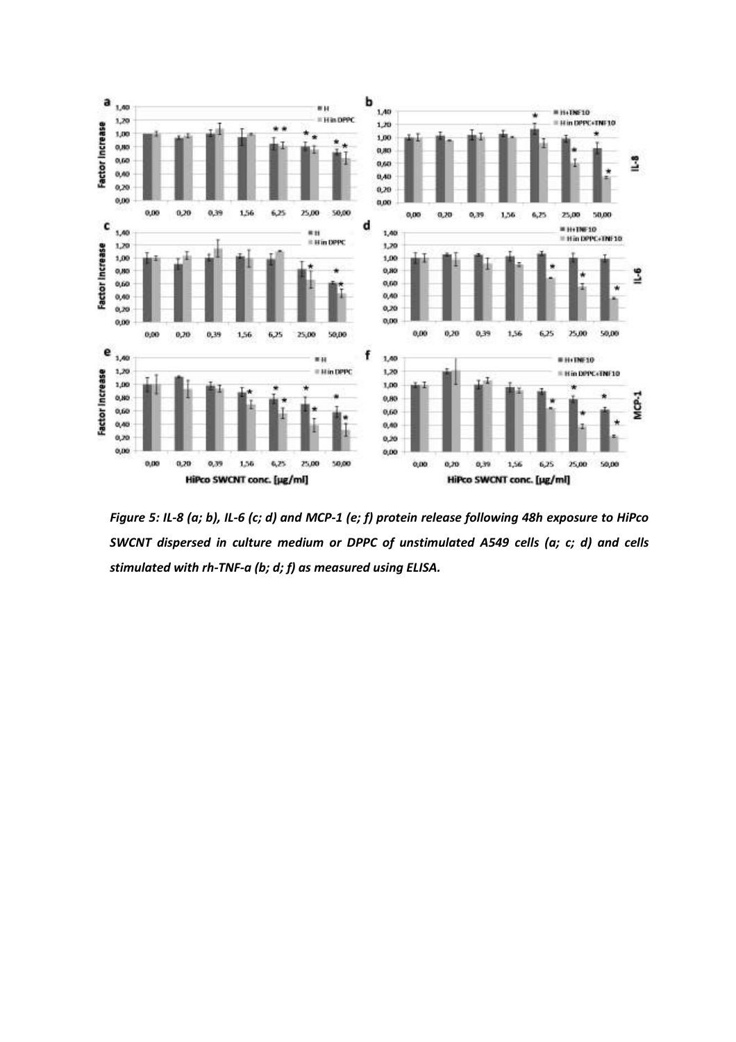*Figure 5: IL-8 (a; b), IL-6 (c; d) and MCP-1 (e; f) protein release following 48h exposure to HiPco SWCNT dispersed in culture medium or DPPC of unstimulated A549 cells (a; c; d) and cells stimulated with rh-TNF-a (b; d; f) as measured using ELISA.*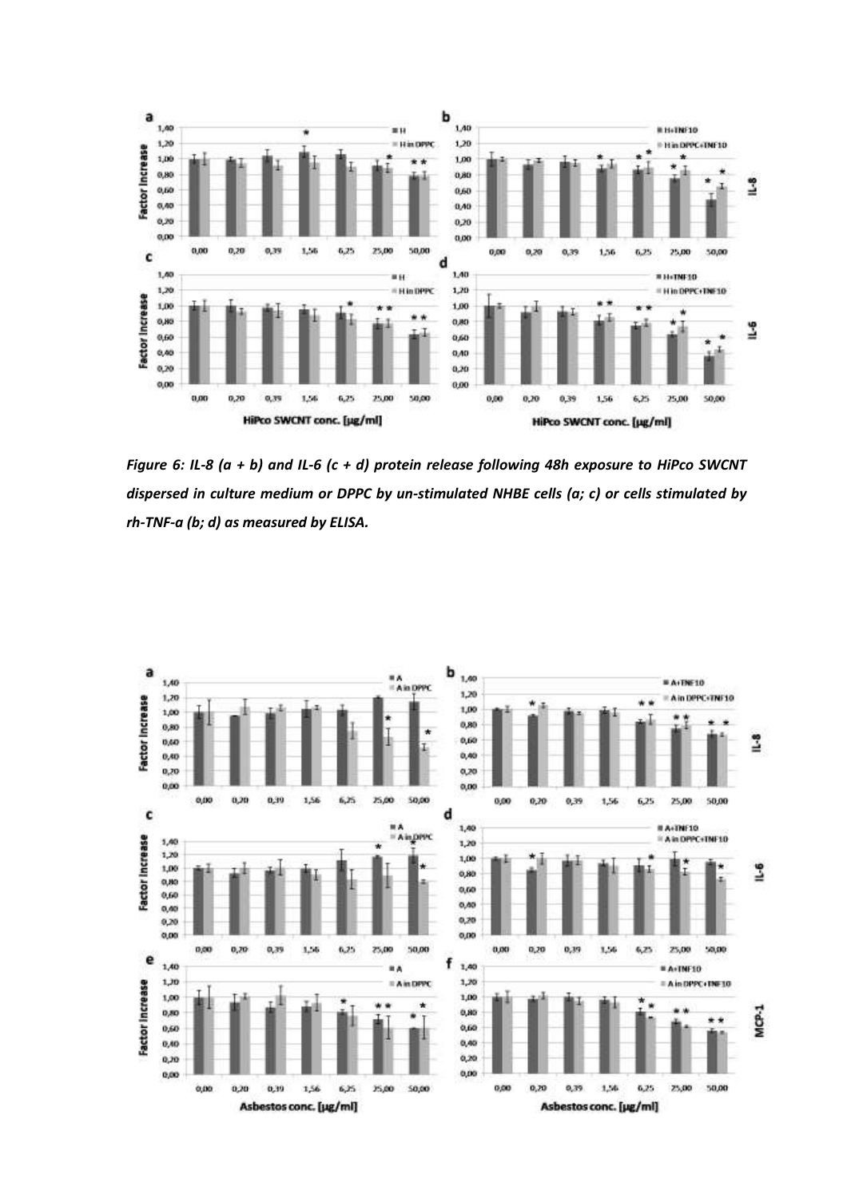*Figure 6: IL-8 (a + b) and IL-6 (c + d) protein release following 48h exposure to HiPco SWCNT dispersed in culture medium or DPPC by un-stimulated NHBE cells (a; c) or cells stimulated by rh-TNF-a (b; d) as measured by ELISA.*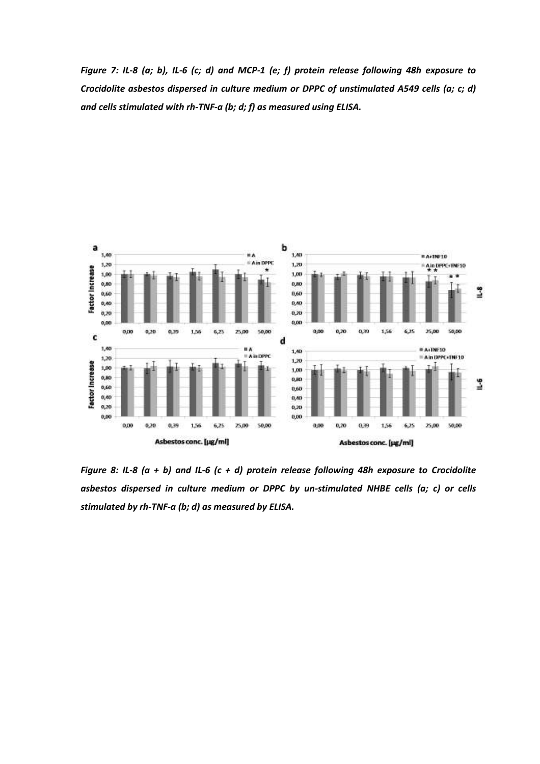*Figure 7: IL-8 (a; b), IL-6 (c; d) and MCP-1 (e; f) protein release following 48h exposure to Crocidolite asbestos dispersed in culture medium or DPPC of unstimulated A549 cells (a; c; d) and cells stimulated with rh-TNF-a (b; d; f) as measured using ELISA.*

a

b

c

d

Factor Increase

1,40
1,20
1,00
0,80
0,60
0,40
0,20
0,00

0,00 0,20 0,39 1,56 6,25 25,00 50,00

A
A in DPPC

A+TNF10
A in DPPC+TNF10

IL-8

IL-6

Asbestos conc. [µg/ml]

*Figure 8: IL-8 (a + b) and IL-6 (c + d) protein release following 48h exposure to Crocidolite asbestos dispersed in culture medium or DPPC by un-stimulated NHBE cells (a; c) or cells stimulated by rh-TNF-a (b; d) as measured by ELISA.*